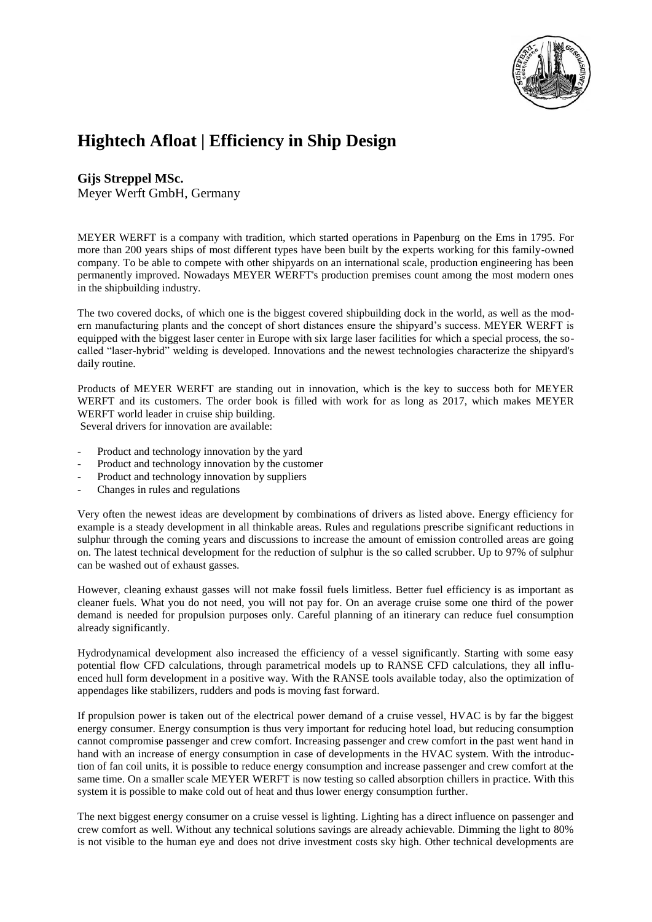# Hightech Afloat | Efficiency in Ship Design

**Gijs Streppel MSc.**
Meyer Werft GmbH, Germany

MEYER WERFT is a company with tradition, which started operations in Papenburg on the Ems in 1795. For more than 200 years ships of most different types have been built by the experts working for this family-owned company. To be able to compete with other shipyards on an international scale, production engineering has been permanently improved. Nowadays MEYER WERFT's production premises count among the most modern ones in the shipbuilding industry.

The two covered docks, of which one is the biggest covered shipbuilding dock in the world, as well as the modern manufacturing plants and the concept of short distances ensure the shipyard's success. MEYER WERFT is equipped with the biggest laser center in Europe with six large laser facilities for which a special process, the so-called "laser-hybrid" welding is developed. Innovations and the newest technologies characterize the shipyard's daily routine.

Products of MEYER WERFT are standing out in innovation, which is the key to success both for MEYER WERFT and its customers. The order book is filled with work for as long as 2017, which makes MEYER WERFT world leader in cruise ship building.
Several drivers for innovation are available:

- Product and technology innovation by the yard
- Product and technology innovation by the customer
- Product and technology innovation by suppliers
- Changes in rules and regulations

Very often the newest ideas are development by combinations of drivers as listed above. Energy efficiency for example is a steady development in all thinkable areas. Rules and regulations prescribe significant reductions in sulphur through the coming years and discussions to increase the amount of emission controlled areas are going on. The latest technical development for the reduction of sulphur is the so called scrubber. Up to 97% of sulphur can be washed out of exhaust gasses.

However, cleaning exhaust gasses will not make fossil fuels limitless. Better fuel efficiency is as important as cleaner fuels. What you do not need, you will not pay for. On an average cruise some one third of the power demand is needed for propulsion purposes only. Careful planning of an itinerary can reduce fuel consumption already significantly.

Hydrodynamical development also increased the efficiency of a vessel significantly. Starting with some easy potential flow CFD calculations, through parametrical models up to RANSE CFD calculations, they all influenced hull form development in a positive way. With the RANSE tools available today, also the optimization of appendages like stabilizers, rudders and pods is moving fast forward.

If propulsion power is taken out of the electrical power demand of a cruise vessel, HVAC is by far the biggest energy consumer. Energy consumption is thus very important for reducing hotel load, but reducing consumption cannot compromise passenger and crew comfort. Increasing passenger and crew comfort in the past went hand in hand with an increase of energy consumption in case of developments in the HVAC system. With the introduction of fan coil units, it is possible to reduce energy consumption and increase passenger and crew comfort at the same time. On a smaller scale MEYER WERFT is now testing so called absorption chillers in practice. With this system it is possible to make cold out of heat and thus lower energy consumption further.

The next biggest energy consumer on a cruise vessel is lighting. Lighting has a direct influence on passenger and crew comfort as well. Without any technical solutions savings are already achievable. Dimming the light to 80% is not visible to the human eye and does not drive investment costs sky high. Other technical developments are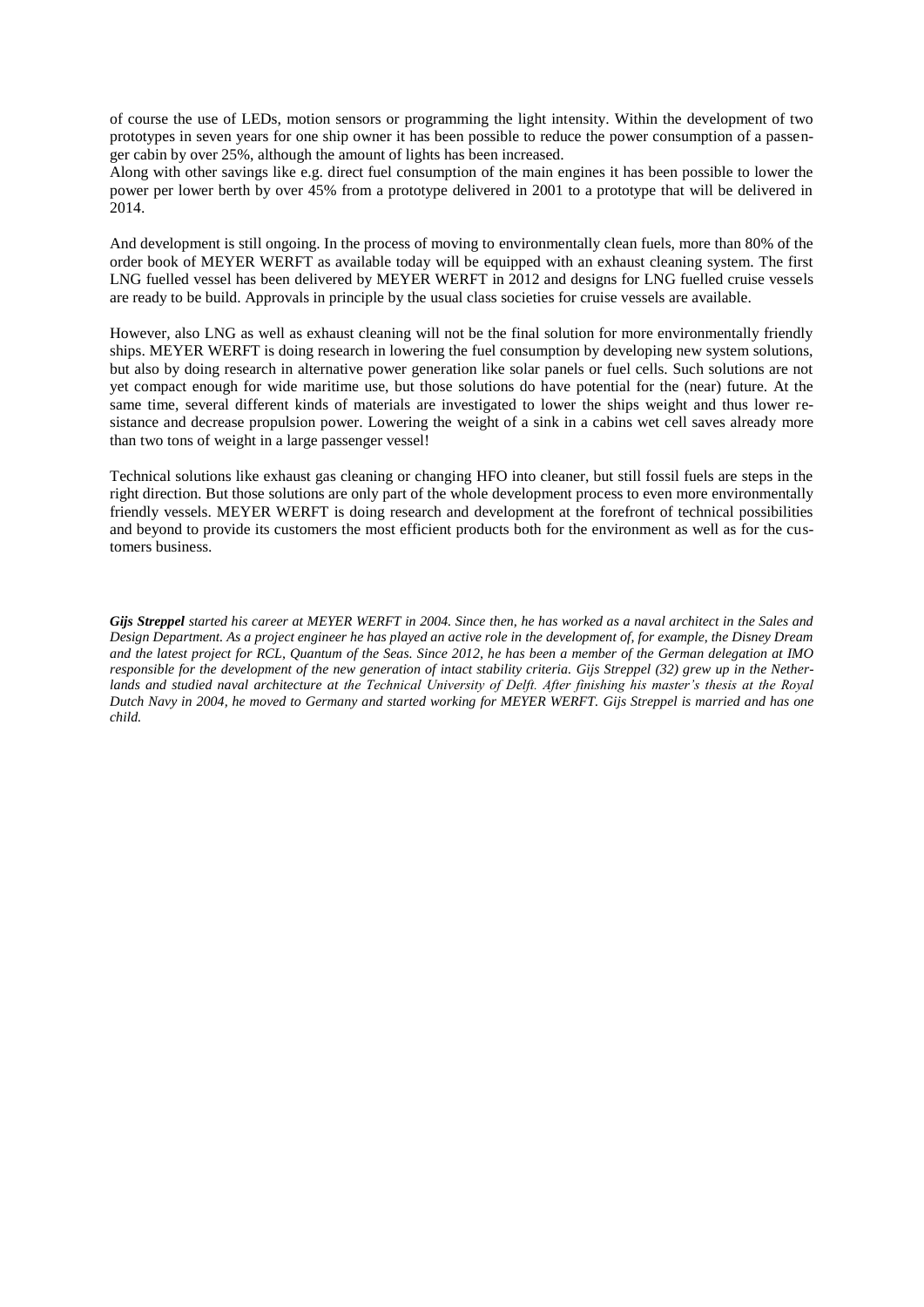of course the use of LEDs, motion sensors or programming the light intensity. Within the development of two prototypes in seven years for one ship owner it has been possible to reduce the power consumption of a passenger cabin by over 25%, although the amount of lights has been increased.
Along with other savings like e.g. direct fuel consumption of the main engines it has been possible to lower the power per lower berth by over 45% from a prototype delivered in 2001 to a prototype that will be delivered in 2014.

And development is still ongoing. In the process of moving to environmentally clean fuels, more than 80% of the order book of MEYER WERFT as available today will be equipped with an exhaust cleaning system. The first LNG fuelled vessel has been delivered by MEYER WERFT in 2012 and designs for LNG fuelled cruise vessels are ready to be build. Approvals in principle by the usual class societies for cruise vessels are available.

However, also LNG as well as exhaust cleaning will not be the final solution for more environmentally friendly ships. MEYER WERFT is doing research in lowering the fuel consumption by developing new system solutions, but also by doing research in alternative power generation like solar panels or fuel cells. Such solutions are not yet compact enough for wide maritime use, but those solutions do have potential for the (near) future. At the same time, several different kinds of materials are investigated to lower the ships weight and thus lower resistance and decrease propulsion power. Lowering the weight of a sink in a cabins wet cell saves already more than two tons of weight in a large passenger vessel!

Technical solutions like exhaust gas cleaning or changing HFO into cleaner, but still fossil fuels are steps in the right direction. But those solutions are only part of the whole development process to even more environmentally friendly vessels. MEYER WERFT is doing research and development at the forefront of technical possibilities and beyond to provide its customers the most efficient products both for the environment as well as for the customers business.

***Gijs Streppel** started his career at MEYER WERFT in 2004. Since then, he has worked as a naval architect in the Sales and Design Department. As a project engineer he has played an active role in the development of, for example, the Disney Dream and the latest project for RCL, Quantum of the Seas. Since 2012, he has been a member of the German delegation at IMO responsible for the development of the new generation of intact stability criteria. Gijs Streppel (32) grew up in the Netherlands and studied naval architecture at the Technical University of Delft. After finishing his master's thesis at the Royal Dutch Navy in 2004, he moved to Germany and started working for MEYER WERFT. Gijs Streppel is married and has one child.*